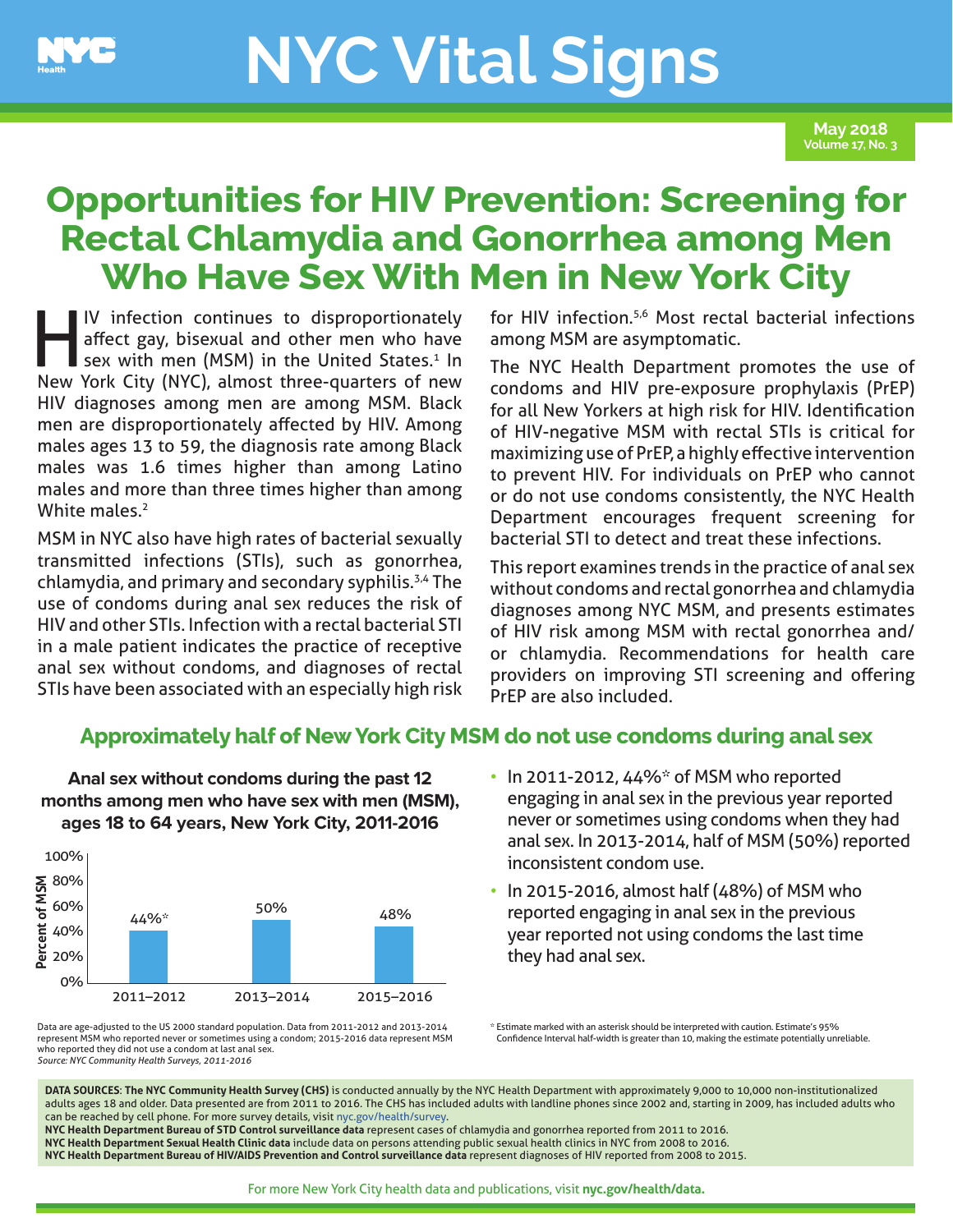# NYC Vital Signs

May 2018
Volume 17, No. 3

## Opportunities for HIV Prevention: Screening for Rectal Chlamydia and Gonorrhea among Men Who Have Sex With Men in New York City

HIV infection continues to disproportionately affect gay, bisexual and other men who have sex with men (MSM) in the United States.[1] In New York City (NYC), almost three-quarters of new HIV diagnoses among men are among MSM. Black men are disproportionately affected by HIV. Among males ages 13 to 59, the diagnosis rate among Black males was 1.6 times higher than among Latino males and more than three times higher than among White males.[2]

MSM in NYC also have high rates of bacterial sexually transmitted infections (STIs), such as gonorrhea, chlamydia, and primary and secondary syphilis.[3,4] The use of condoms during anal sex reduces the risk of HIV and other STIs. Infection with a rectal bacterial STI in a male patient indicates the practice of receptive anal sex without condoms, and diagnoses of rectal STIs have been associated with an especially high risk for HIV infection.[5,6] Most rectal bacterial infections among MSM are asymptomatic.

The NYC Health Department promotes the use of condoms and HIV pre-exposure prophylaxis (PrEP) for all New Yorkers at high risk for HIV. Identification of HIV-negative MSM with rectal STIs is critical for maximizing use of PrEP, a highly effective intervention to prevent HIV. For individuals on PrEP who cannot or do not use condoms consistently, the NYC Health Department encourages frequent screening for bacterial STI to detect and treat these infections.

This report examines trends in the practice of anal sex without condoms and rectal gonorrhea and chlamydia diagnoses among NYC MSM, and presents estimates of HIV risk among MSM with rectal gonorrhea and/or chlamydia. Recommendations for health care providers on improving STI screening and offering PrEP are also included.

### Approximately half of New York City MSM do not use condoms during anal sex

**Anal sex without condoms during the past 12 months among men who have sex with men (MSM), ages 18 to 64 years, New York City, 2011-2016**

Percent of MSM
100%
80%
60%
40%
20%
0%

44%*
50%
48%

2011–2012
2013–2014
2015–2016

Data are age-adjusted to the US 2000 standard population. Data from 2011-2012 and 2013-2014 represent MSM who reported never or sometimes using a condom; 2015-2016 data represent MSM who reported they did not use a condom at last anal sex.
*Source: NYC Community Health Surveys, 2011-2016*

- In 2011-2012, 44%* of MSM who reported engaging in anal sex in the previous year reported never or sometimes using condoms when they had anal sex. In 2013-2014, half of MSM (50%) reported inconsistent condom use.
- In 2015-2016, almost half (48%) of MSM who reported engaging in anal sex in the previous year reported not using condoms the last time they had anal sex.

* Estimate marked with an asterisk should be interpreted with caution. Estimate's 95% Confidence Interval half-width is greater than 10, making the estimate potentially unreliable.

**DATA SOURCES**: **The NYC Community Health Survey (CHS)** is conducted annually by the NYC Health Department with approximately 9,000 to 10,000 non-institutionalized adults ages 18 and older. Data presented are from 2011 to 2016. The CHS has included adults with landline phones since 2002 and, starting in 2009, has included adults who can be reached by cell phone. For more survey details, visit nyc.gov/health/survey.
**NYC Health Department Bureau of STD Control surveillance data** represent cases of chlamydia and gonorrhea reported from 2011 to 2016.
**NYC Health Department Sexual Health Clinic data** include data on persons attending public sexual health clinics in NYC from 2008 to 2016.
**NYC Health Department Bureau of HIV/AIDS Prevention and Control surveillance data** represent diagnoses of HIV reported from 2008 to 2015.

For more New York City health data and publications, visit **nyc.gov/health/data.**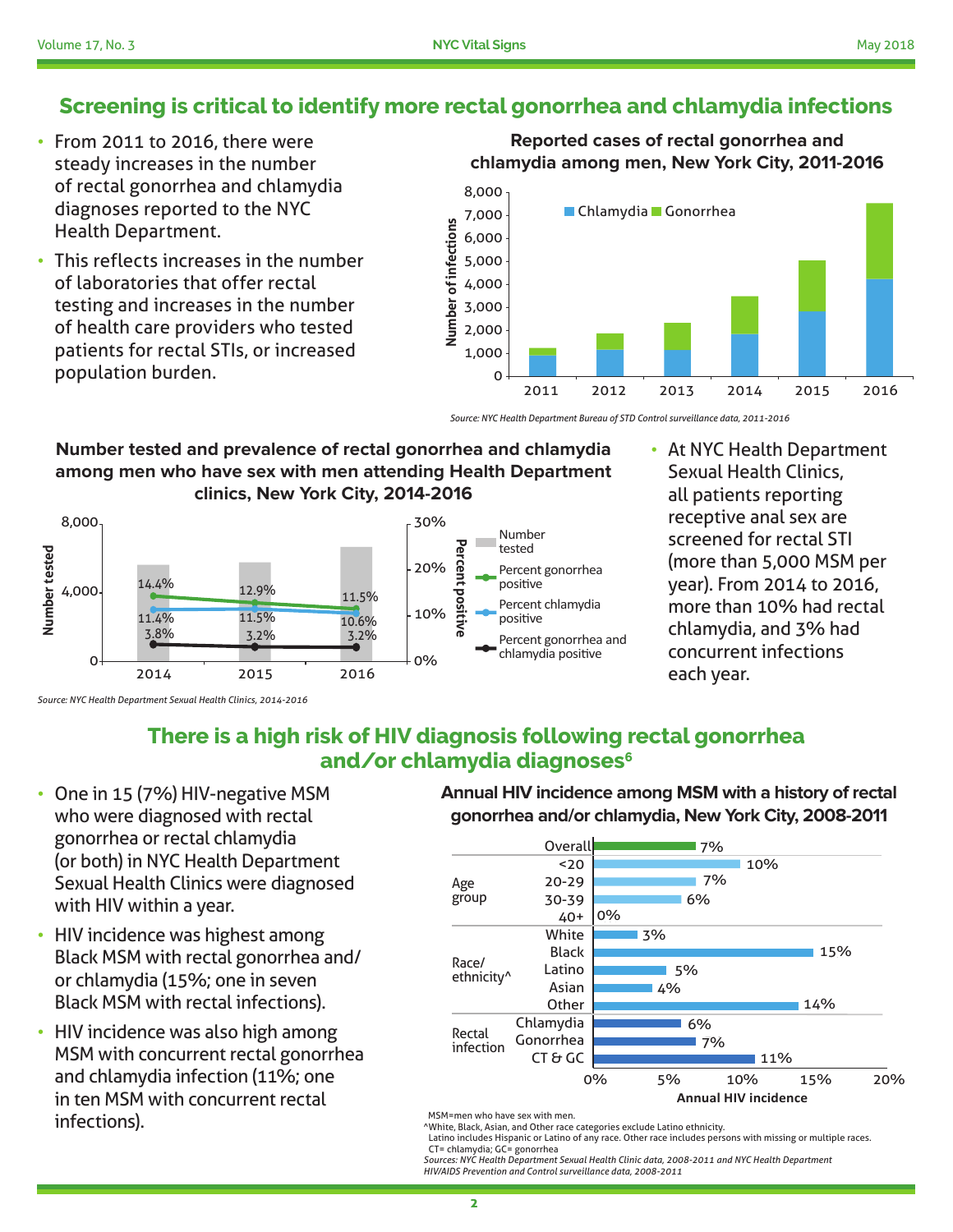## Screening is critical to identify more rectal gonorrhea and chlamydia infections

- From 2011 to 2016, there were steady increases in the number of rectal gonorrhea and chlamydia diagnoses reported to the NYC Health Department.
- This reflects increases in the number of laboratories that offer rectal testing and increases in the number of health care providers who tested patients for rectal STIs, or increased population burden.

**Reported cases of rectal gonorrhea and chlamydia among men, New York City, 2011-2016**

Number of infections

8,000
7,000
6,000
5,000
4,000
3,000
2,000
1,000
0

Chlamydia
Gonorrhea

2011
2012
2013
2014
2015
2016

*Source: NYC Health Department Bureau of STD Control surveillance data, 2011-2016*

**Number tested and prevalence of rectal gonorrhea and chlamydia among men who have sex with men attending Health Department clinics, New York City, 2014-2016**

Number tested

8,000
4,000
0

Percent positive

30%
20%
10%
0%

2014: 14.4%, 11.4%, 3.8%
2015: 12.9%, 11.5%, 3.2%
2016: 11.5%, 10.6%, 3.2%

Number tested
Percent gonorrhea positive
Percent chlamydia positive
Percent gonorrhea and chlamydia positive

*Source: NYC Health Department Sexual Health Clinics, 2014-2016*

- At NYC Health Department Sexual Health Clinics, all patients reporting receptive anal sex are screened for rectal STI (more than 5,000 MSM per year). From 2014 to 2016, more than 10% had rectal chlamydia, and 3% had concurrent infections each year.

## There is a high risk of HIV diagnosis following rectal gonorrhea and/or chlamydia diagnoses[6]

- One in 15 (7%) HIV-negative MSM who were diagnosed with rectal gonorrhea or rectal chlamydia (or both) in NYC Health Department Sexual Health Clinics were diagnosed with HIV within a year.
- HIV incidence was highest among Black MSM with rectal gonorrhea and/or chlamydia (15%; one in seven Black MSM with rectal infections).
- HIV incidence was also high among MSM with concurrent rectal gonorrhea and chlamydia infection (11%; one in ten MSM with concurrent rectal infections).

**Annual HIV incidence among MSM with a history of rectal gonorrhea and/or chlamydia, New York City, 2008-2011**

Overall 7%

Age group
<20 10%
20-29 7%
30-39 6%
40+ 0%

Race/ethnicity^
White 3%
Black 15%
Latino 5%
Asian 4%
Other 14%

Rectal infection
Chlamydia 6%
Gonorrhea 7%
CT & GC 11%

0%
5%
10%
15%
20%

Annual HIV incidence

MSM=men who have sex with men.
^White, Black, Asian, and Other race categories exclude Latino ethnicity.
Latino includes Hispanic or Latino of any race. Other race includes persons with missing or multiple races.
CT= chlamydia; GC= gonorrhea
*Sources: NYC Health Department Sexual Health Clinic data, 2008-2011 and NYC Health Department HIV/AIDS Prevention and Control surveillance data, 2008-2011*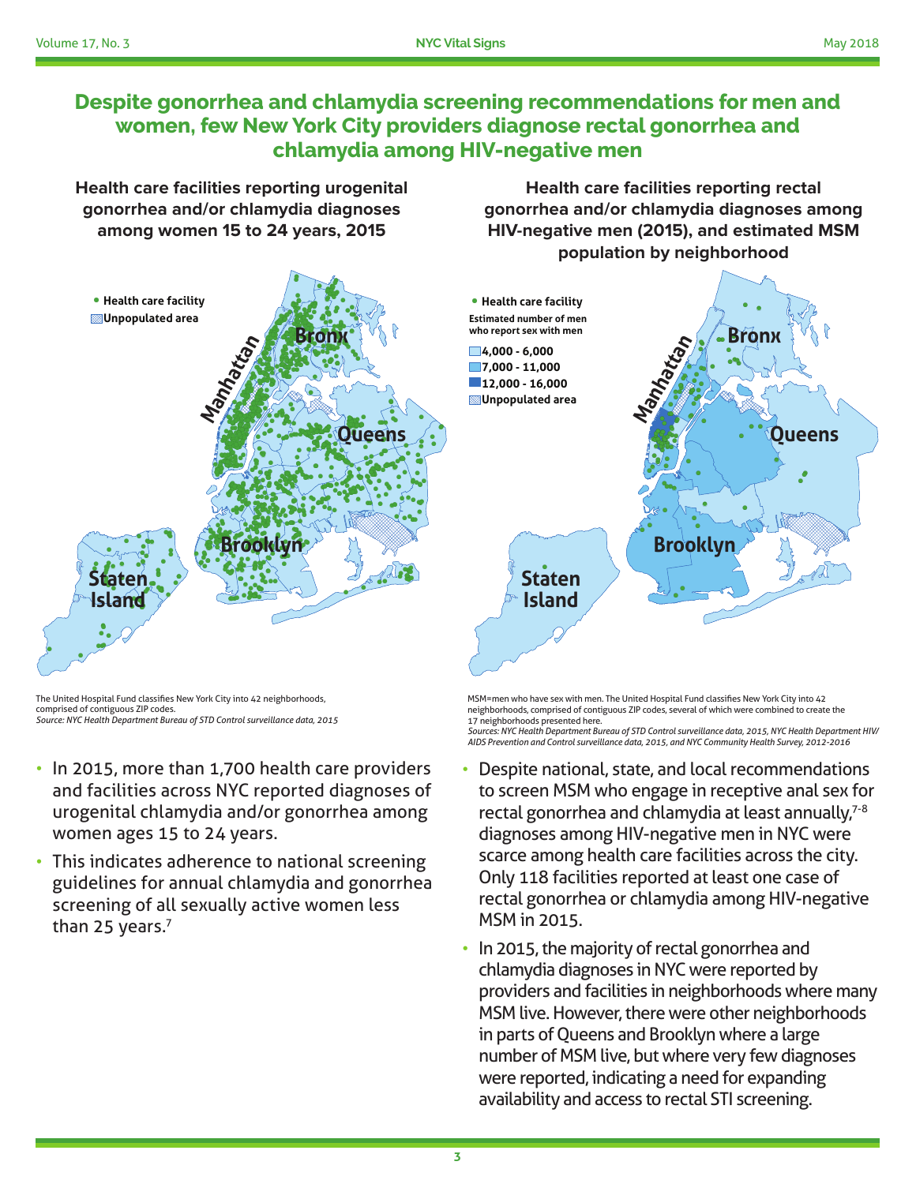# Despite gonorrhea and chlamydia screening recommendations for men and women, few New York City providers diagnose rectal gonorrhea and chlamydia among HIV-negative men

**Health care facilities reporting urogenital gonorrhea and/or chlamydia diagnoses among women 15 to 24 years, 2015**

• Health care facility
Unpopulated area

Manhattan
Bronx
Queens
Brooklyn
Staten Island

The United Hospital Fund classifies New York City into 42 neighborhoods, comprised of contiguous ZIP codes.
*Source: NYC Health Department Bureau of STD Control surveillance data, 2015*

- In 2015, more than 1,700 health care providers and facilities across NYC reported diagnoses of urogenital chlamydia and/or gonorrhea among women ages 15 to 24 years.
- This indicates adherence to national screening guidelines for annual chlamydia and gonorrhea screening of all sexually active women less than 25 years.[7]

**Health care facilities reporting rectal gonorrhea and/or chlamydia diagnoses among HIV-negative men (2015), and estimated MSM population by neighborhood**

• Health care facility
Estimated number of men who report sex with men
4,000 - 6,000
7,000 - 11,000
12,000 - 16,000
Unpopulated area

Manhattan
Bronx
Queens
Brooklyn
Staten Island

MSM=men who have sex with men. The United Hospital Fund classifies New York City into 42 neighborhoods, comprised of contiguous ZIP codes, several of which were combined to create the 17 neighborhoods presented here.
*Sources: NYC Health Department Bureau of STD Control surveillance data, 2015, NYC Health Department HIV/AIDS Prevention and Control surveillance data, 2015, and NYC Community Health Survey, 2012-2016*

- Despite national, state, and local recommendations to screen MSM who engage in receptive anal sex for rectal gonorrhea and chlamydia at least annually,[7-8] diagnoses among HIV-negative men in NYC were scarce among health care facilities across the city. Only 118 facilities reported at least one case of rectal gonorrhea or chlamydia among HIV-negative MSM in 2015.
- In 2015, the majority of rectal gonorrhea and chlamydia diagnoses in NYC were reported by providers and facilities in neighborhoods where many MSM live. However, there were other neighborhoods in parts of Queens and Brooklyn where a large number of MSM live, but where very few diagnoses were reported, indicating a need for expanding availability and access to rectal STI screening.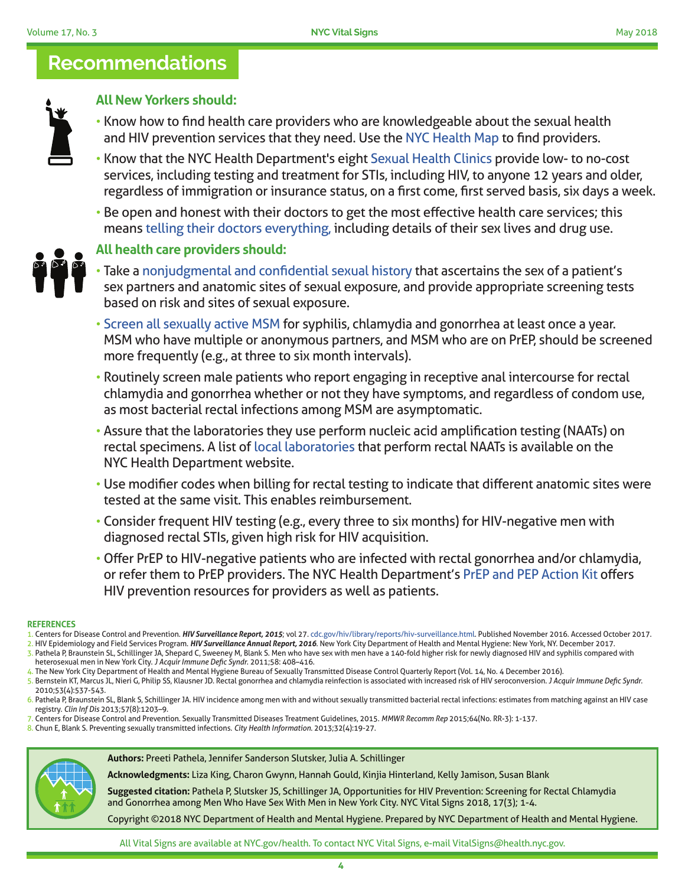## Recommendations

### All New Yorkers should:

- Know how to find health care providers who are knowledgeable about the sexual health and HIV prevention services that they need. Use the NYC Health Map to find providers.
- Know that the NYC Health Department's eight Sexual Health Clinics provide low- to no-cost services, including testing and treatment for STIs, including HIV, to anyone 12 years and older, regardless of immigration or insurance status, on a first come, first served basis, six days a week.
- Be open and honest with their doctors to get the most effective health care services; this means telling their doctors everything, including details of their sex lives and drug use.

### All health care providers should:

- Take a nonjudgmental and confidential sexual history that ascertains the sex of a patient's sex partners and anatomic sites of sexual exposure, and provide appropriate screening tests based on risk and sites of sexual exposure.
- Screen all sexually active MSM for syphilis, chlamydia and gonorrhea at least once a year. MSM who have multiple or anonymous partners, and MSM who are on PrEP, should be screened more frequently (e.g., at three to six month intervals).
- Routinely screen male patients who report engaging in receptive anal intercourse for rectal chlamydia and gonorrhea whether or not they have symptoms, and regardless of condom use, as most bacterial rectal infections among MSM are asymptomatic.
- Assure that the laboratories they use perform nucleic acid amplification testing (NAATs) on rectal specimens. A list of local laboratories that perform rectal NAATs is available on the NYC Health Department website.
- Use modifier codes when billing for rectal testing to indicate that different anatomic sites were tested at the same visit. This enables reimbursement.
- Consider frequent HIV testing (e.g., every three to six months) for HIV-negative men with diagnosed rectal STIs, given high risk for HIV acquisition.
- Offer PrEP to HIV-negative patients who are infected with rectal gonorrhea and/or chlamydia, or refer them to PrEP providers. The NYC Health Department's PrEP and PEP Action Kit offers HIV prevention resources for providers as well as patients.

#### REFERENCES

1. Centers for Disease Control and Prevention. ***HIV Surveillance Report, 2015***; vol 27. cdc.gov/hiv/library/reports/hiv-surveillance.html. Published November 2016. Accessed October 2017.
2. HIV Epidemiology and Field Services Program. ***HIV Surveillance Annual Report, 2016***. New York City Department of Health and Mental Hygiene: New York, NY. December 2017.
3. Pathela P, Braunstein SL, Schillinger JA, Shepard C, Sweeney M, Blank S. Men who have sex with men have a 140-fold higher risk for newly diagnosed HIV and syphilis compared with heterosexual men in New York City. *J Acquir Immune Defic Syndr.* 2011;58: 408–416.
4. The New York City Department of Health and Mental Hygiene Bureau of Sexually Transmitted Disease Control Quarterly Report (Vol. 14, No. 4 December 2016).
5. Bernstein KT, Marcus JL, Nieri G, Philip SS, Klausner JD. Rectal gonorrhea and chlamydia reinfection is associated with increased risk of HIV seroconversion. *J Acquir Immune Defic Syndr.* 2010;53(4):537-543.
6. Pathela P, Braunstein SL, Blank S, Schillinger JA. HIV incidence among men with and without sexually transmitted bacterial rectal infections: estimates from matching against an HIV case registry. *Clin Inf Dis* 2013;57(8):1203–9.
7. Centers for Disease Control and Prevention. Sexually Transmitted Diseases Treatment Guidelines, 2015. *MMWR Recomm Rep* 2015;64(No. RR-3): 1-137.
8. Chun E, Blank S. Preventing sexually transmitted infections. *City Health Information.* 2013;32(4):19-27.

**Authors:** Preeti Pathela, Jennifer Sanderson Slutsker, Julia A. Schillinger

**Acknowledgments:** Liza King, Charon Gwynn, Hannah Gould, Kinjia Hinterland, Kelly Jamison, Susan Blank

**Suggested citation:** Pathela P, Slutsker JS, Schillinger JA, Opportunities for HIV Prevention: Screening for Rectal Chlamydia and Gonorrhea among Men Who Have Sex With Men in New York City. NYC Vital Signs 2018, 17(3); 1-4.

Copyright ©2018 NYC Department of Health and Mental Hygiene. Prepared by NYC Department of Health and Mental Hygiene.

All Vital Signs are available at NYC.gov/health. To contact NYC Vital Signs, e-mail VitalSigns@health.nyc.gov.